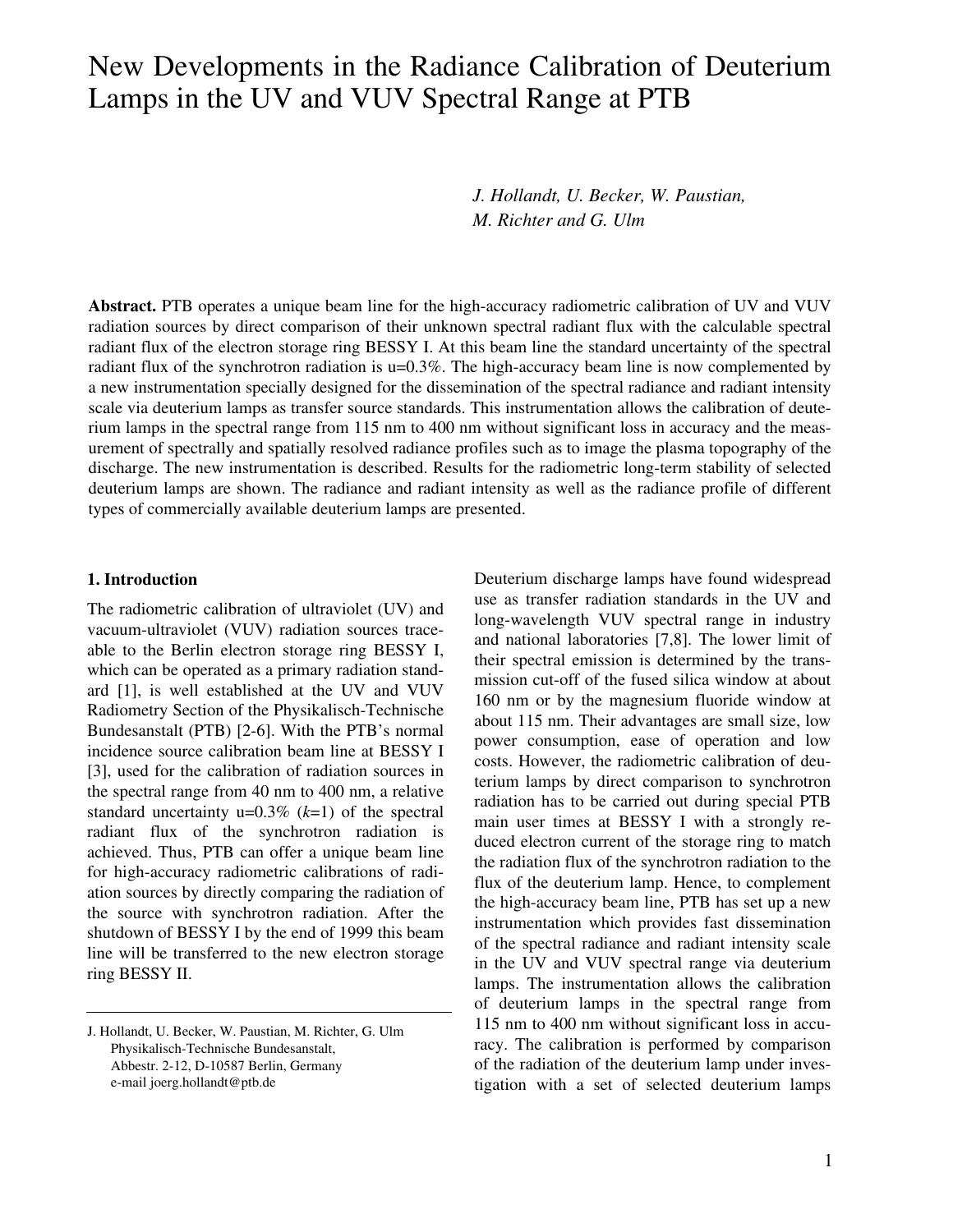# New Developments in the Radiance Calibration of Deuterium Lamps in the UV and VUV Spectral Range at PTB

*J. Hollandt, U. Becker, W. Paustian, M. Richter and G. Ulm*

**Abstract.** PTB operates a unique beam line for the high-accuracy radiometric calibration of UV and VUV radiation sources by direct comparison of their unknown spectral radiant flux with the calculable spectral radiant flux of the electron storage ring BESSY I. At this beam line the standard uncertainty of the spectral radiant flux of the synchrotron radiation is u=0.3%. The high-accuracy beam line is now complemented by a new instrumentation specially designed for the dissemination of the spectral radiance and radiant intensity scale via deuterium lamps as transfer source standards. This instrumentation allows the calibration of deuterium lamps in the spectral range from 115 nm to 400 nm without significant loss in accuracy and the measurement of spectrally and spatially resolved radiance profiles such as to image the plasma topography of the discharge. The new instrumentation is described. Results for the radiometric long-term stability of selected deuterium lamps are shown. The radiance and radiant intensity as well as the radiance profile of different types of commercially available deuterium lamps are presented.

## 1. Introduction

The radiometric calibration of ultraviolet (UV) and vacuum-ultraviolet (VUV) radiation sources traceable to the Berlin electron storage ring BESSY I, which can be operated as a primary radiation standard [1], is well established at the UV and VUV Radiometry Section of the Physikalisch-Technische Bundesanstalt (PTB) [2-6]. With the PTB's normal incidence source calibration beam line at BESSY I [3], used for the calibration of radiation sources in the spectral range from 40 nm to 400 nm, a relative standard uncertainty u=0.3% (*k*=1) of the spectral radiant flux of the synchrotron radiation is achieved. Thus, PTB can offer a unique beam line for high-accuracy radiometric calibrations of radiation sources by directly comparing the radiation of the source with synchrotron radiation. After the shutdown of BESSY I by the end of 1999 this beam line will be transferred to the new electron storage ring BESSY II.

Deuterium discharge lamps have found widespread use as transfer radiation standards in the UV and long-wavelength VUV spectral range in industry and national laboratories [7,8]. The lower limit of their spectral emission is determined by the transmission cut-off of the fused silica window at about 160 nm or by the magnesium fluoride window at about 115 nm. Their advantages are small size, low power consumption, ease of operation and low costs. However, the radiometric calibration of deuterium lamps by direct comparison to synchrotron radiation has to be carried out during special PTB main user times at BESSY I with a strongly reduced electron current of the storage ring to match the radiation flux of the synchrotron radiation to the flux of the deuterium lamp. Hence, to complement the high-accuracy beam line, PTB has set up a new instrumentation which provides fast dissemination of the spectral radiance and radiant intensity scale in the UV and VUV spectral range via deuterium lamps. The instrumentation allows the calibration of deuterium lamps in the spectral range from 115 nm to 400 nm without significant loss in accuracy. The calibration is performed by comparison of the radiation of the deuterium lamp under investigation with a set of selected deuterium lamps

J. Hollandt, U. Becker, W. Paustian, M. Richter, G. Ulm
Physikalisch-Technische Bundesanstalt,
Abbestr. 2-12, D-10587 Berlin, Germany
e-mail joerg.hollandt@ptb.de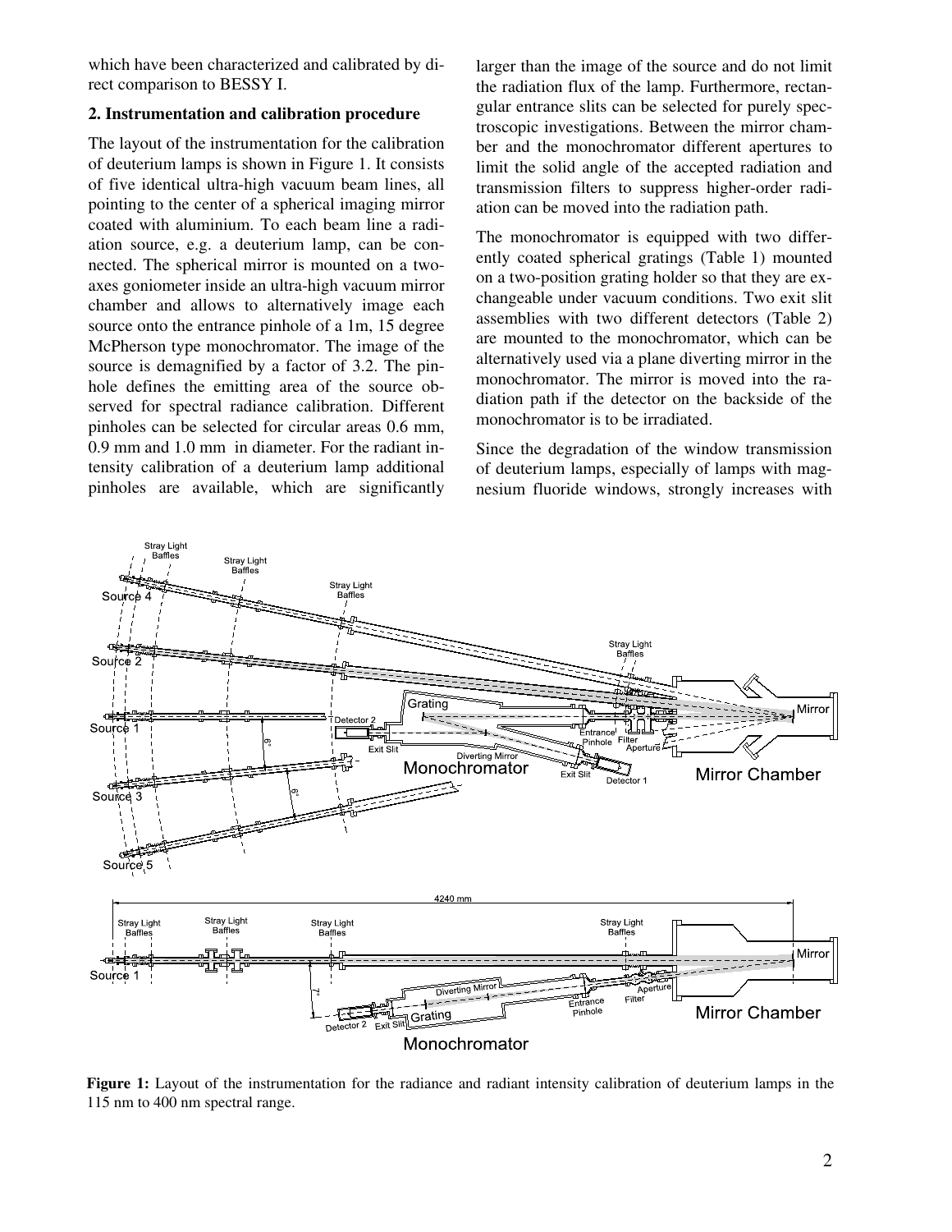which have been characterized and calibrated by direct comparison to BESSY I.

## 2. Instrumentation and calibration procedure

The layout of the instrumentation for the calibration of deuterium lamps is shown in Figure 1. It consists of five identical ultra-high vacuum beam lines, all pointing to the center of a spherical imaging mirror coated with aluminium. To each beam line a radiation source, e.g. a deuterium lamp, can be connected. The spherical mirror is mounted on a two-axes goniometer inside an ultra-high vacuum mirror chamber and allows to alternatively image each source onto the entrance pinhole of a 1m, 15 degree McPherson type monochromator. The image of the source is demagnified by a factor of 3.2. The pinhole defines the emitting area of the source observed for spectral radiance calibration. Different pinholes can be selected for circular areas 0.6 mm, 0.9 mm and 1.0 mm in diameter. For the radiant intensity calibration of a deuterium lamp additional pinholes are available, which are significantly larger than the image of the source and do not limit the radiation flux of the lamp. Furthermore, rectangular entrance slits can be selected for purely spectroscopic investigations. Between the mirror chamber and the monochromator different apertures to limit the solid angle of the accepted radiation and transmission filters to suppress higher-order radiation can be moved into the radiation path.

The monochromator is equipped with two differently coated spherical gratings (Table 1) mounted on a two-position grating holder so that they are exchangeable under vacuum conditions. Two exit slit assemblies with two different detectors (Table 2) are mounted to the monochromator, which can be alternatively used via a plane diverting mirror in the monochromator. The mirror is moved into the radiation path if the detector on the backside of the monochromator is to be irradiated.

Since the degradation of the window transmission of deuterium lamps, especially of lamps with magnesium fluoride windows, strongly increases with

**Figure 1:** Layout of the instrumentation for the radiance and radiant intensity calibration of deuterium lamps in the 115 nm to 400 nm spectral range.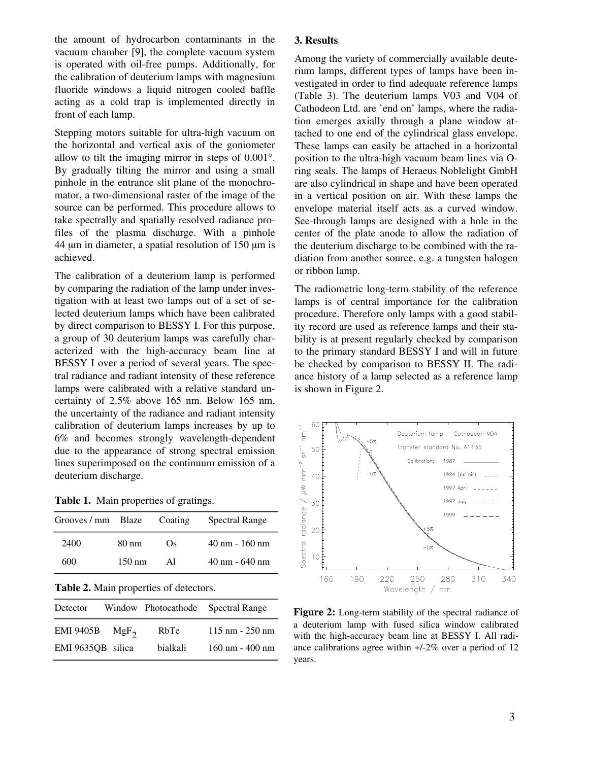the amount of hydrocarbon contaminants in the vacuum chamber [9], the complete vacuum system is operated with oil-free pumps. Additionally, for the calibration of deuterium lamps with magnesium fluoride windows a liquid nitrogen cooled baffle acting as a cold trap is implemented directly in front of each lamp.

Stepping motors suitable for ultra-high vacuum on the horizontal and vertical axis of the goniometer allow to tilt the imaging mirror in steps of 0.001°. By gradually tilting the mirror and using a small pinhole in the entrance slit plane of the monochromator, a two-dimensional raster of the image of the source can be performed. This procedure allows to take spectrally and spatially resolved radiance profiles of the plasma discharge. With a pinhole 44 μm in diameter, a spatial resolution of 150 μm is achieved.

The calibration of a deuterium lamp is performed by comparing the radiation of the lamp under investigation with at least two lamps out of a set of selected deuterium lamps which have been calibrated by direct comparison to BESSY I. For this purpose, a group of 30 deuterium lamps was carefully characterized with the high-accuracy beam line at BESSY I over a period of several years. The spectral radiance and radiant intensity of these reference lamps were calibrated with a relative standard uncertainty of 2.5% above 165 nm. Below 165 nm, the uncertainty of the radiance and radiant intensity calibration of deuterium lamps increases by up to 6% and becomes strongly wavelength-dependent due to the appearance of strong spectral emission lines superimposed on the continuum emission of a deuterium discharge.

**Table 1.** Main properties of gratings.

| Grooves / mm | Blaze | Coating | Spectral Range |
|---|---|---|---|
| 2400 | 80 nm | Os | 40 nm - 160 nm |
| 600 | 150 nm | Al | 40 nm - 640 nm |

**Table 2.** Main properties of detectors.

| Detector | Window | Photocathode | Spectral Range |
|---|---|---|---|
| EMI 9405B | $MgF_2$ | RbTe | 115 nm - 250 nm |
| EMI 9635QB | silica | bialkali | 160 nm - 400 nm |

## 3. Results

Among the variety of commercially available deuterium lamps, different types of lamps have been investigated in order to find adequate reference lamps (Table 3). The deuterium lamps V03 and V04 of Cathodeon Ltd. are 'end on' lamps, where the radiation emerges axially through a plane window attached to one end of the cylindrical glass envelope. These lamps can easily be attached in a horizontal position to the ultra-high vacuum beam lines via O-ring seals. The lamps of Heraeus Noblelight GmbH are also cylindrical in shape and have been operated in a vertical position on air. With these lamps the envelope material itself acts as a curved window. See-through lamps are designed with a hole in the center of the plate anode to allow the radiation of the deuterium discharge to be combined with the radiation from another source, e.g. a tungsten halogen or ribbon lamp.

The radiometric long-term stability of the reference lamps is of central importance for the calibration procedure. Therefore only lamps with a good stability record are used as reference lamps and their stability is at present regularly checked by comparison to the primary standard BESSY I and will in future be checked by comparison to BESSY II. The radiance history of a lamp selected as a reference lamp is shown in Figure 2.

**Figure 2:** Long-term stability of the spectral radiance of a deuterium lamp with fused silica window calibrated with the high-accuracy beam line at BESSY I. All radiance calibrations agree within +/-2% over a period of 12 years.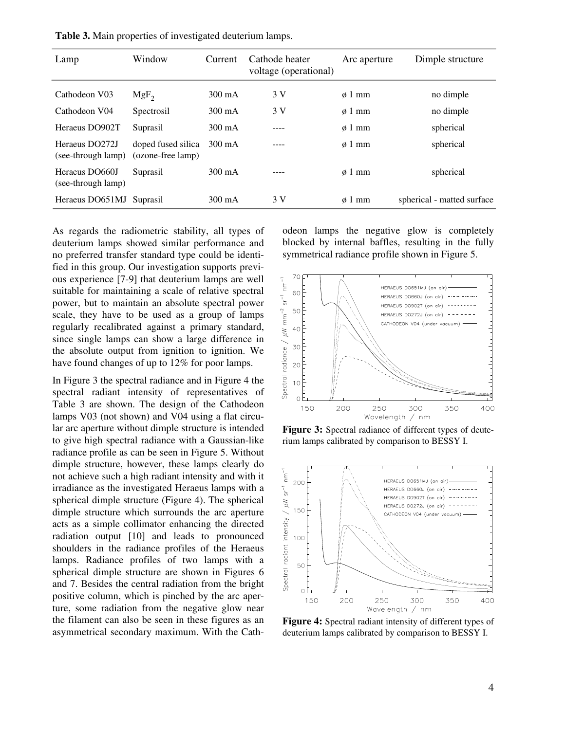**Table 3.** Main properties of investigated deuterium lamps.

| Lamp | Window | Current | Cathode heater voltage (operational) | Arc aperture | Dimple structure |
|---|---|---|---|---|---|
| Cathodeon V03 | $MgF_2$ | 300 mA | 3 V | ø 1 mm | no dimple |
| Cathodeon V04 | Spectrosil | 300 mA | 3 V | ø 1 mm | no dimple |
| Heraeus DO902T | Suprasil | 300 mA | ---- | ø 1 mm | spherical |
| Heraeus DO272J (see-through lamp) | doped fused silica (ozone-free lamp) | 300 mA | ---- | ø 1 mm | spherical |
| Heraeus DO660J (see-through lamp) | Suprasil | 300 mA | ---- | ø 1 mm | spherical |
| Heraeus DO651MJ | Suprasil | 300 mA | 3 V | ø 1 mm | spherical - matted surface |

As regards the radiometric stability, all types of deuterium lamps showed similar performance and no preferred transfer standard type could be identified in this group. Our investigation supports previous experience [7-9] that deuterium lamps are well suitable for maintaining a scale of relative spectral power, but to maintain an absolute spectral power scale, they have to be used as a group of lamps regularly recalibrated against a primary standard, since single lamps can show a large difference in the absolute output from ignition to ignition. We have found changes of up to 12% for poor lamps.

In Figure 3 the spectral radiance and in Figure 4 the spectral radiant intensity of representatives of Table 3 are shown. The design of the Cathodeon lamps V03 (not shown) and V04 using a flat circular arc aperture without dimple structure is intended to give high spectral radiance with a Gaussian-like radiance profile as can be seen in Figure 5. Without dimple structure, however, these lamps clearly do not achieve such a high radiant intensity and with it irradiance as the investigated Heraeus lamps with a spherical dimple structure (Figure 4). The spherical dimple structure which surrounds the arc aperture acts as a simple collimator enhancing the directed radiation output [10] and leads to pronounced shoulders in the radiance profiles of the Heraeus lamps. Radiance profiles of two lamps with a spherical dimple structure are shown in Figures 6 and 7. Besides the central radiation from the bright positive column, which is pinched by the arc aperture, some radiation from the negative glow near the filament can also be seen in these figures as an asymmetrical secondary maximum. With the Cathodeon lamps the negative glow is completely blocked by internal baffles, resulting in the fully symmetrical radiance profile shown in Figure 5.

**Figure 3:** Spectral radiance of different types of deuterium lamps calibrated by comparison to BESSY I.

**Figure 4:** Spectral radiant intensity of different types of deuterium lamps calibrated by comparison to BESSY I.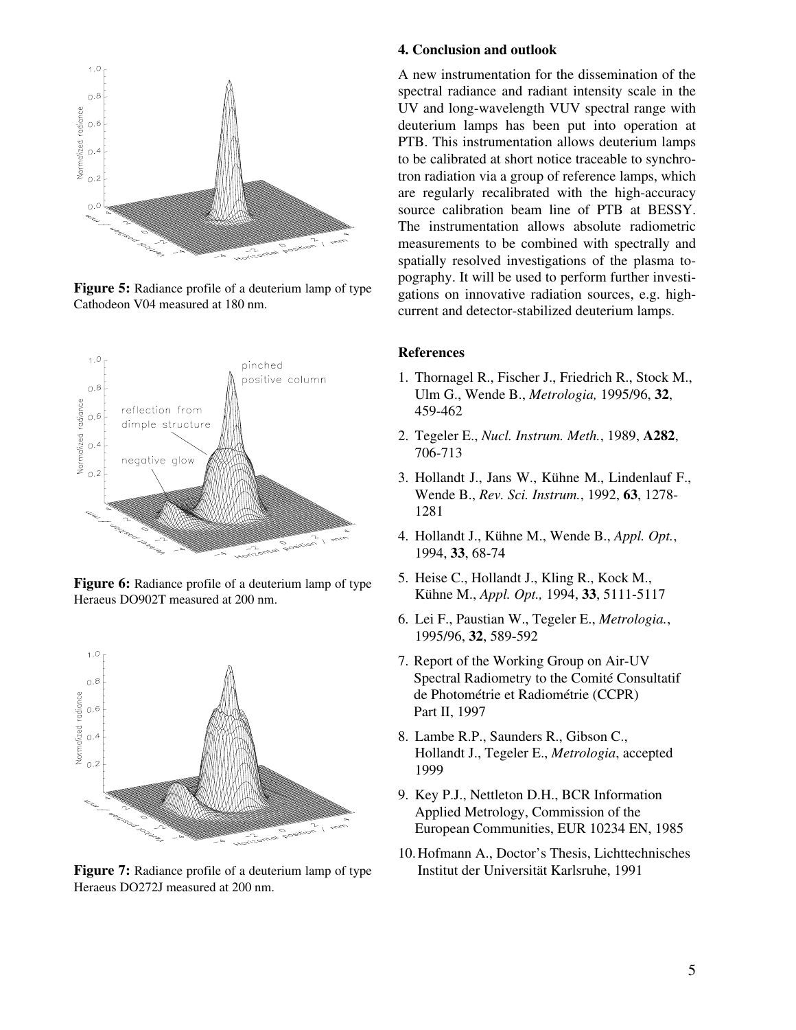1.0
0.8
0.6
0.4
0.2
0.0
Normalized radiance
Vertical position / mm
Horizontal position / mm
-4 -2 0 2 4

**Figure 5:** Radiance profile of a deuterium lamp of type Cathodeon V04 measured at 180 nm.

1.0
0.8
0.6
0.4
0.2
Normalized radiance
pinched positive column
reflection from dimple structure
negative glow
Vertical position / mm
Horizontal position / mm
-4 -2 0 2 4

**Figure 6:** Radiance profile of a deuterium lamp of type Heraeus DO902T measured at 200 nm.

1.0
0.8
0.6
0.4
0.2
Normalized radiance
Vertical position / mm
Horizontal position / mm
-4 -2 0 2 4

**Figure 7:** Radiance profile of a deuterium lamp of type Heraeus DO272J measured at 200 nm.

## 4. Conclusion and outlook

A new instrumentation for the dissemination of the spectral radiance and radiant intensity scale in the UV and long-wavelength VUV spectral range with deuterium lamps has been put into operation at PTB. This instrumentation allows deuterium lamps to be calibrated at short notice traceable to synchrotron radiation via a group of reference lamps, which are regularly recalibrated with the high-accuracy source calibration beam line of PTB at BESSY. The instrumentation allows absolute radiometric measurements to be combined with spectrally and spatially resolved investigations of the plasma topography. It will be used to perform further investigations on innovative radiation sources, e.g. high-current and detector-stabilized deuterium lamps.

## References

1. Thornagel R., Fischer J., Friedrich R., Stock M., Ulm G., Wende B., *Metrologia,* 1995/96, **32**, 459-462
2. Tegeler E., *Nucl. Instrum. Meth.*, 1989, **A282**, 706-713
3. Hollandt J., Jans W., Kühne M., Lindenlauf F., Wende B., *Rev. Sci. Instrum.*, 1992, **63**, 1278-1281
4. Hollandt J., Kühne M., Wende B., *Appl. Opt.*, 1994, **33**, 68-74
5. Heise C., Hollandt J., Kling R., Kock M., Kühne M., *Appl. Opt.,* 1994, **33**, 5111-5117
6. Lei F., Paustian W., Tegeler E., *Metrologia.*, 1995/96, **32**, 589-592
7. Report of the Working Group on Air-UV Spectral Radiometry to the Comité Consultatif de Photométrie et Radiométrie (CCPR) Part II, 1997
8. Lambe R.P., Saunders R., Gibson C., Hollandt J., Tegeler E., *Metrologia*, accepted 1999
9. Key P.J., Nettleton D.H., BCR Information Applied Metrology, Commission of the European Communities, EUR 10234 EN, 1985
10. Hofmann A., Doctor's Thesis, Lichttechnisches Institut der Universität Karlsruhe, 1991